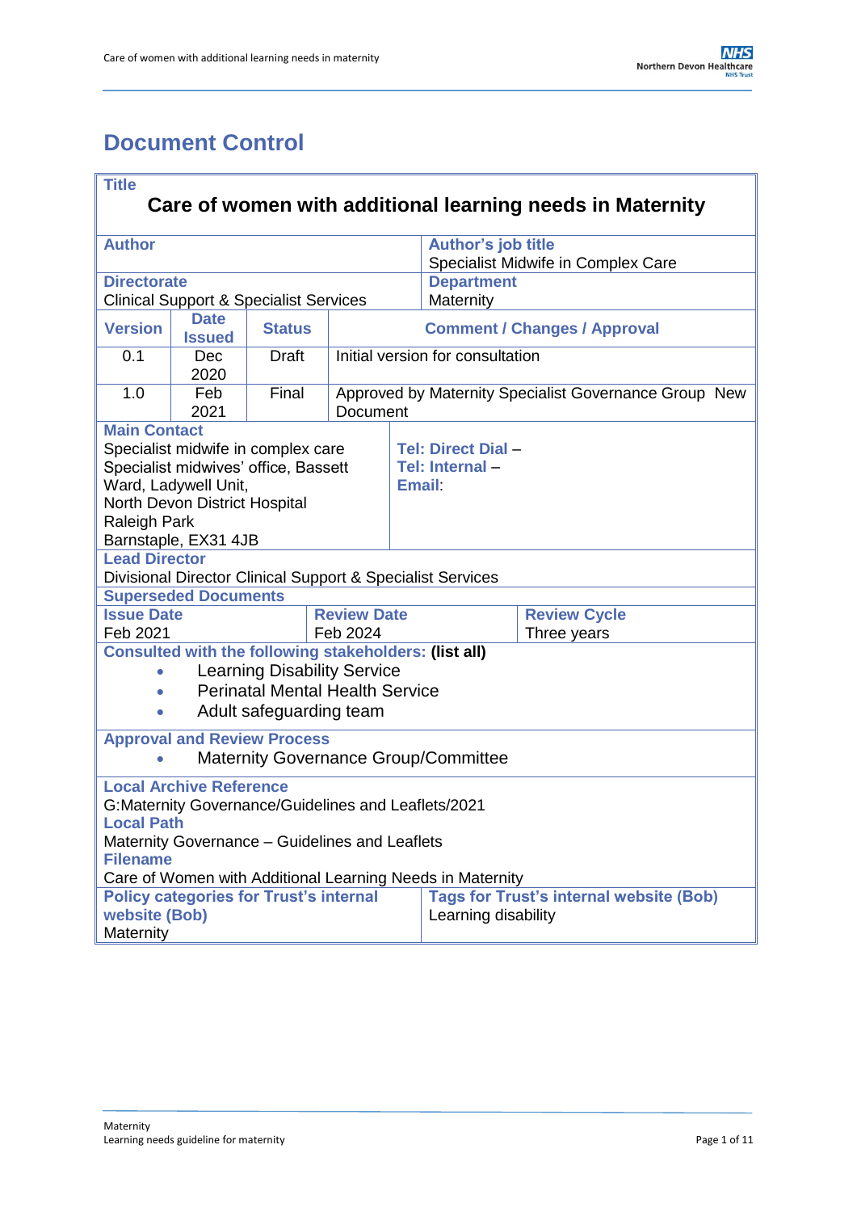# Document Control

| **Title** | | | | | |
|---|---|---|---|---|---|
| **Care of women with additional learning needs in Maternity** | | | | | |
| **Author** | | | | **Author's job title**<br>Specialist Midwife in Complex Care | |
| **Directorate**<br>Clinical Support & Specialist Services | | | | **Department**<br>Maternity | |
| **Version** | **Date Issued** | **Status** | **Comment / Changes / Approval** | | |
| 0.1 | Dec 2020 | Draft | Initial version for consultation | | |
| 1.0 | Feb 2021 | Final | Approved by Maternity Specialist Governance Group New Document | | |
| **Main Contact**<br>Specialist midwife in complex care<br>Specialist midwives' office, Bassett Ward, Ladywell Unit,<br>North Devon District Hospital<br>Raleigh Park<br>Barnstaple, EX31 4JB | | | | **Tel: Direct Dial** –<br>**Tel: Internal** –<br>**Email**: | |
| **Lead Director**<br>Divisional Director Clinical Support & Specialist Services | | | | | |
| **Superseded Documents** | | | | | |
| **Issue Date**<br>Feb 2021 | | | **Review Date**<br>Feb 2024 | | **Review Cycle**<br>Three years |
| **Consulted with the following stakeholders: (list all)**<br>• Learning Disability Service<br>• Perinatal Mental Health Service<br>• Adult safeguarding team | | | | | |
| **Approval and Review Process**<br>• Maternity Governance Group/Committee | | | | | |
| **Local Archive Reference**<br>G:Maternity Governance/Guidelines and Leaflets/2021<br>**Local Path**<br>Maternity Governance – Guidelines and Leaflets<br>**Filename**<br>Care of Women with Additional Learning Needs in Maternity | | | | | |
| **Policy categories for Trust's internal website (Bob)**<br>Maternity | | | | **Tags for Trust's internal website (Bob)**<br>Learning disability | |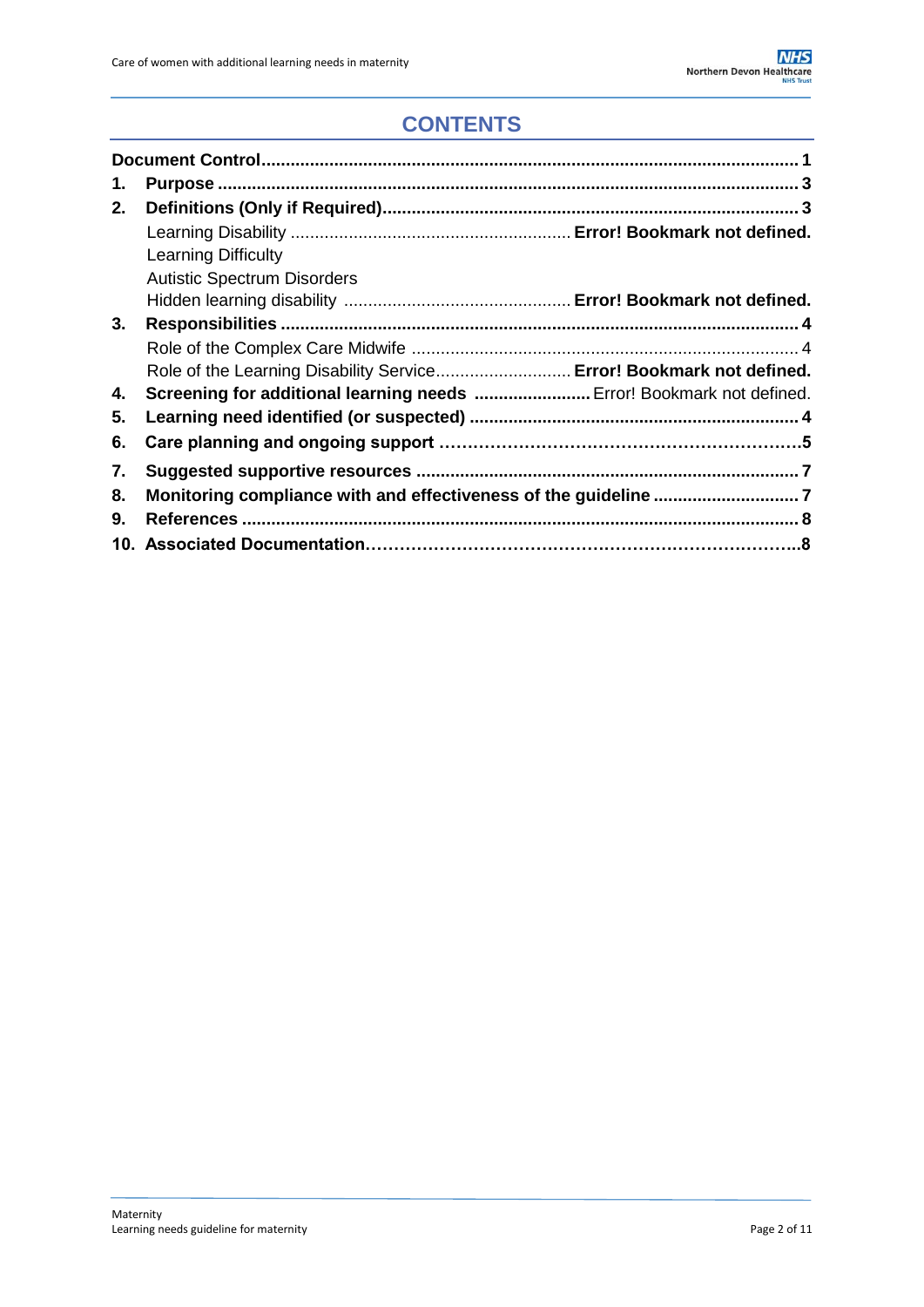# CONTENTS

| | | |
|---|---|---|
| **Document Control** | | **1** |
| **1.** | **Purpose** | **3** |
| **2.** | **Definitions (Only if Required)** | **3** |
| | Learning Disability | **Error! Bookmark not defined.** |
| | Learning Difficulty | |
| | Autistic Spectrum Disorders | |
| | Hidden learning disability | **Error! Bookmark not defined.** |
| **3.** | **Responsibilities** | **4** |
| | Role of the Complex Care Midwife | 4 |
| | Role of the Learning Disability Service | **Error! Bookmark not defined.** |
| **4.** | **Screening for additional learning needs** | Error! Bookmark not defined. |
| **5.** | **Learning need identified (or suspected)** | **4** |
| **6.** | **Care planning and ongoing support** | **5** |
| **7.** | **Suggested supportive resources** | **7** |
| **8.** | **Monitoring compliance with and effectiveness of the guideline** | **7** |
| **9.** | **References** | **8** |
| **10.** | **Associated Documentation** | **8** |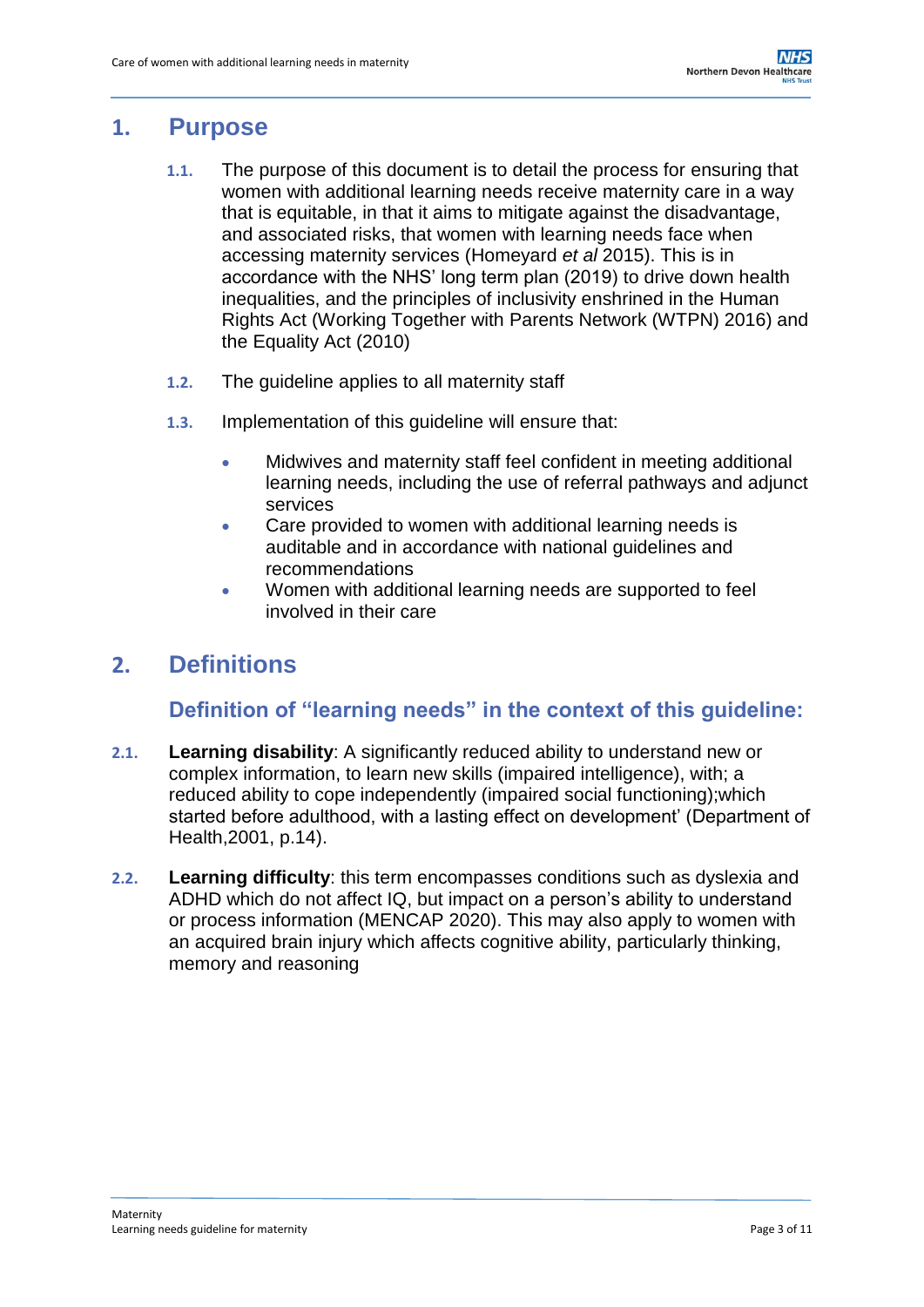# 1. Purpose

1.1. The purpose of this document is to detail the process for ensuring that women with additional learning needs receive maternity care in a way that is equitable, in that it aims to mitigate against the disadvantage, and associated risks, that women with learning needs face when accessing maternity services (Homeyard *et al* 2015). This is in accordance with the NHS' long term plan (2019) to drive down health inequalities, and the principles of inclusivity enshrined in the Human Rights Act (Working Together with Parents Network (WTPN) 2016) and the Equality Act (2010)

1.2. The guideline applies to all maternity staff

1.3. Implementation of this guideline will ensure that:

- Midwives and maternity staff feel confident in meeting additional learning needs, including the use of referral pathways and adjunct services
- Care provided to women with additional learning needs is auditable and in accordance with national guidelines and recommendations
- Women with additional learning needs are supported to feel involved in their care

# 2. Definitions

## Definition of "learning needs" in the context of this guideline:

2.1. **Learning disability**: A significantly reduced ability to understand new or complex information, to learn new skills (impaired intelligence), with; a reduced ability to cope independently (impaired social functioning);which started before adulthood, with a lasting effect on development' (Department of Health,2001, p.14).

2.2. **Learning difficulty**: this term encompasses conditions such as dyslexia and ADHD which do not affect IQ, but impact on a person's ability to understand or process information (MENCAP 2020). This may also apply to women with an acquired brain injury which affects cognitive ability, particularly thinking, memory and reasoning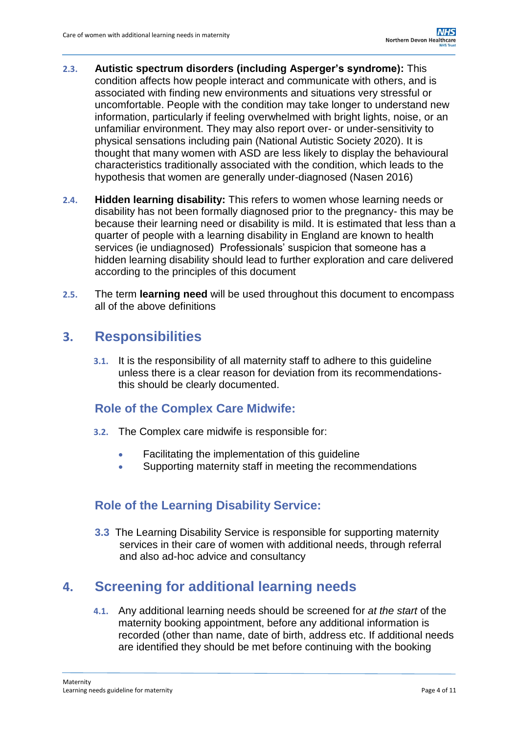**2.3.** **Autistic spectrum disorders (including Asperger's syndrome):** This condition affects how people interact and communicate with others, and is associated with finding new environments and situations very stressful or uncomfortable. People with the condition may take longer to understand new information, particularly if feeling overwhelmed with bright lights, noise, or an unfamiliar environment. They may also report over- or under-sensitivity to physical sensations including pain (National Autistic Society 2020). It is thought that many women with ASD are less likely to display the behavioural characteristics traditionally associated with the condition, which leads to the hypothesis that women are generally under-diagnosed (Nasen 2016)

**2.4.** **Hidden learning disability:** This refers to women whose learning needs or disability has not been formally diagnosed prior to the pregnancy- this may be because their learning need or disability is mild. It is estimated that less than a quarter of people with a learning disability in England are known to health services (ie undiagnosed) Professionals' suspicion that someone has a hidden learning disability should lead to further exploration and care delivered according to the principles of this document

**2.5.** The term **learning need** will be used throughout this document to encompass all of the above definitions

# 3. Responsibilities

**3.1.** It is the responsibility of all maternity staff to adhere to this guideline unless there is a clear reason for deviation from its recommendations- this should be clearly documented.

## Role of the Complex Care Midwife:

**3.2.** The Complex care midwife is responsible for:

- Facilitating the implementation of this guideline
- Supporting maternity staff in meeting the recommendations

## Role of the Learning Disability Service:

**3.3** The Learning Disability Service is responsible for supporting maternity services in their care of women with additional needs, through referral and also ad-hoc advice and consultancy

# 4. Screening for additional learning needs

**4.1.** Any additional learning needs should be screened for *at the start* of the maternity booking appointment, before any additional information is recorded (other than name, date of birth, address etc. If additional needs are identified they should be met before continuing with the booking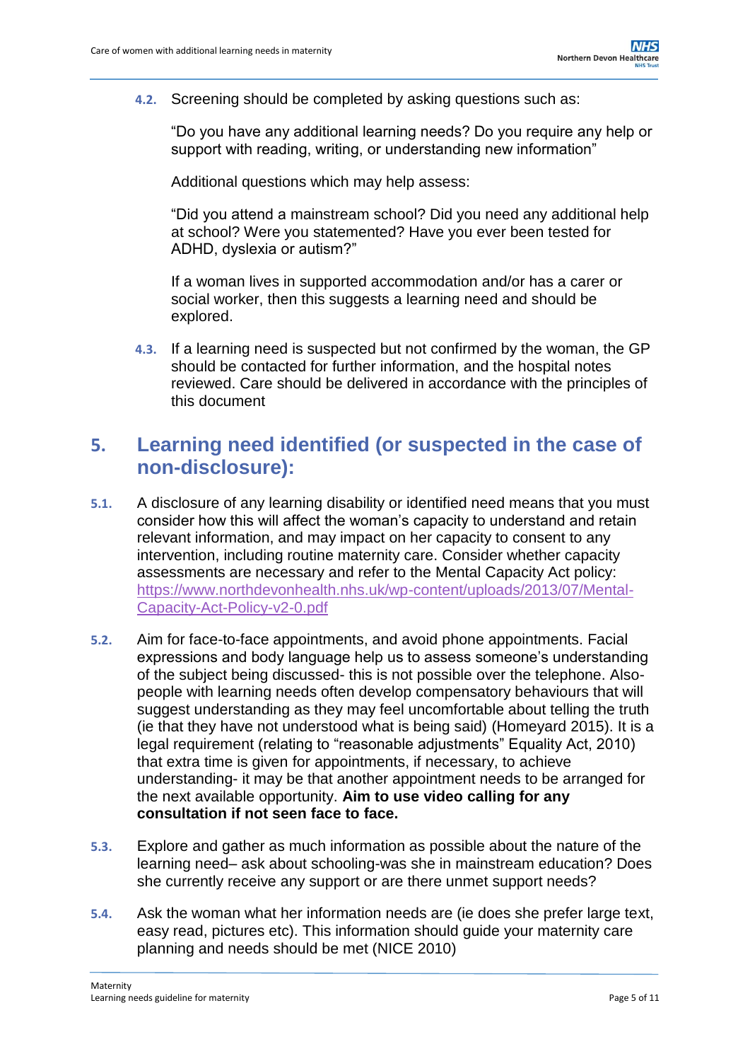**4.2.** Screening should be completed by asking questions such as:

"Do you have any additional learning needs? Do you require any help or support with reading, writing, or understanding new information"

Additional questions which may help assess:

"Did you attend a mainstream school? Did you need any additional help at school? Were you statemented? Have you ever been tested for ADHD, dyslexia or autism?"

If a woman lives in supported accommodation and/or has a carer or social worker, then this suggests a learning need and should be explored.

**4.3.** If a learning need is suspected but not confirmed by the woman, the GP should be contacted for further information, and the hospital notes reviewed. Care should be delivered in accordance with the principles of this document

## 5. Learning need identified (or suspected in the case of non-disclosure):

**5.1.** A disclosure of any learning disability or identified need means that you must consider how this will affect the woman's capacity to understand and retain relevant information, and may impact on her capacity to consent to any intervention, including routine maternity care. Consider whether capacity assessments are necessary and refer to the Mental Capacity Act policy: https://www.northdevonhealth.nhs.uk/wp-content/uploads/2013/07/Mental-Capacity-Act-Policy-v2-0.pdf

**5.2.** Aim for face-to-face appointments, and avoid phone appointments. Facial expressions and body language help us to assess someone's understanding of the subject being discussed- this is not possible over the telephone. Also- people with learning needs often develop compensatory behaviours that will suggest understanding as they may feel uncomfortable about telling the truth (ie that they have not understood what is being said) (Homeyard 2015). It is a legal requirement (relating to "reasonable adjustments" Equality Act, 2010) that extra time is given for appointments, if necessary, to achieve understanding- it may be that another appointment needs to be arranged for the next available opportunity. **Aim to use video calling for any consultation if not seen face to face.**

**5.3.** Explore and gather as much information as possible about the nature of the learning need– ask about schooling-was she in mainstream education? Does she currently receive any support or are there unmet support needs?

**5.4.** Ask the woman what her information needs are (ie does she prefer large text, easy read, pictures etc). This information should guide your maternity care planning and needs should be met (NICE 2010)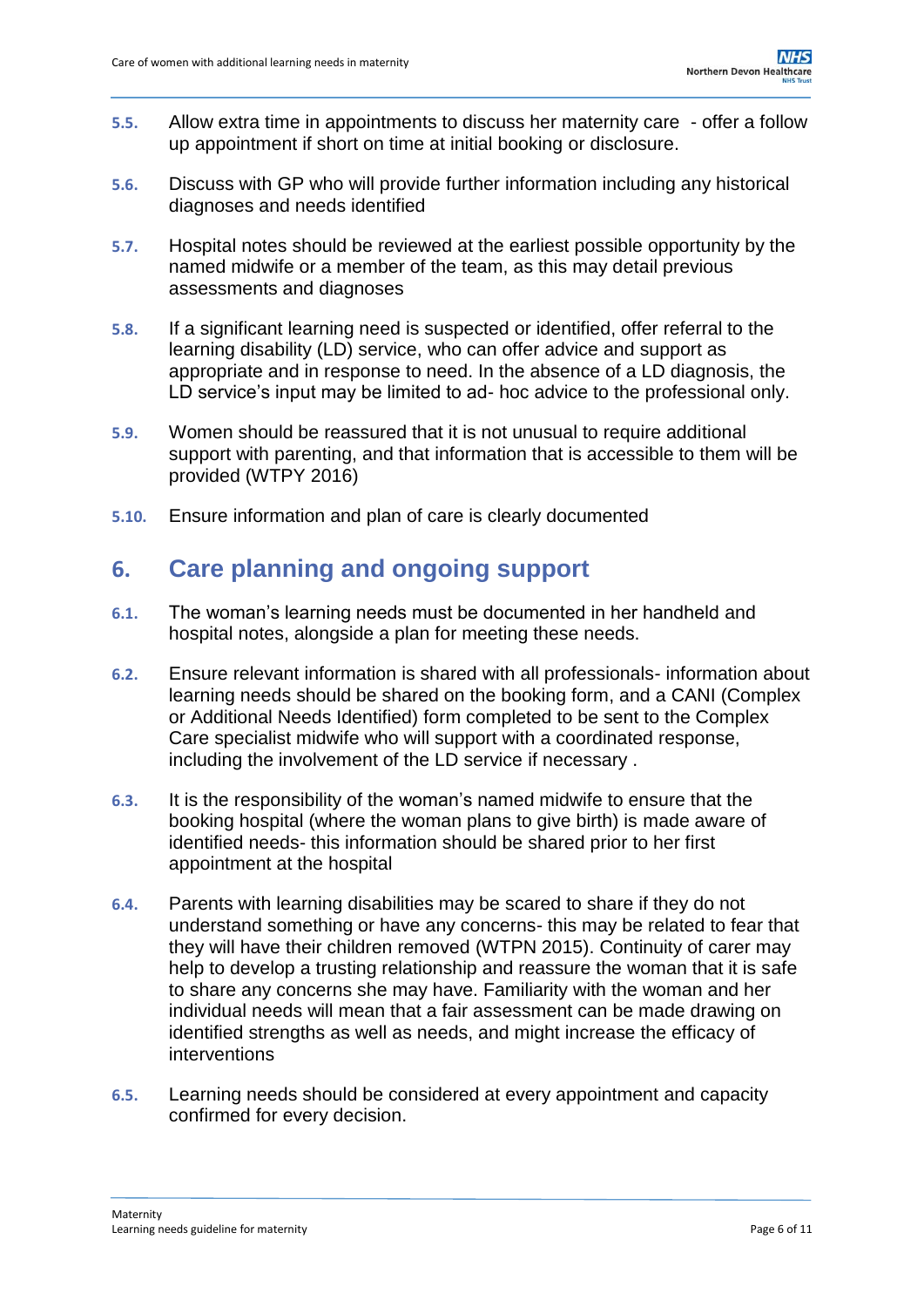**5.5.** Allow extra time in appointments to discuss her maternity care - offer a follow up appointment if short on time at initial booking or disclosure.

**5.6.** Discuss with GP who will provide further information including any historical diagnoses and needs identified

**5.7.** Hospital notes should be reviewed at the earliest possible opportunity by the named midwife or a member of the team, as this may detail previous assessments and diagnoses

**5.8.** If a significant learning need is suspected or identified, offer referral to the learning disability (LD) service, who can offer advice and support as appropriate and in response to need. In the absence of a LD diagnosis, the LD service's input may be limited to ad- hoc advice to the professional only.

**5.9.** Women should be reassured that it is not unusual to require additional support with parenting, and that information that is accessible to them will be provided (WTPY 2016)

**5.10.** Ensure information and plan of care is clearly documented

## 6. Care planning and ongoing support

**6.1.** The woman's learning needs must be documented in her handheld and hospital notes, alongside a plan for meeting these needs.

**6.2.** Ensure relevant information is shared with all professionals- information about learning needs should be shared on the booking form, and a CANI (Complex or Additional Needs Identified) form completed to be sent to the Complex Care specialist midwife who will support with a coordinated response, including the involvement of the LD service if necessary .

**6.3.** It is the responsibility of the woman's named midwife to ensure that the booking hospital (where the woman plans to give birth) is made aware of identified needs- this information should be shared prior to her first appointment at the hospital

**6.4.** Parents with learning disabilities may be scared to share if they do not understand something or have any concerns- this may be related to fear that they will have their children removed (WTPN 2015). Continuity of carer may help to develop a trusting relationship and reassure the woman that it is safe to share any concerns she may have. Familiarity with the woman and her individual needs will mean that a fair assessment can be made drawing on identified strengths as well as needs, and might increase the efficacy of interventions

**6.5.** Learning needs should be considered at every appointment and capacity confirmed for every decision.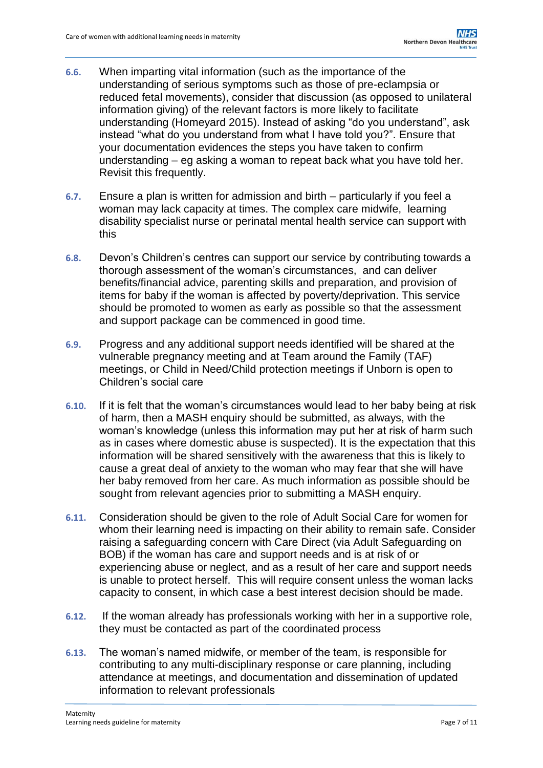6.6. When imparting vital information (such as the importance of the understanding of serious symptoms such as those of pre-eclampsia or reduced fetal movements), consider that discussion (as opposed to unilateral information giving) of the relevant factors is more likely to facilitate understanding (Homeyard 2015). Instead of asking "do you understand", ask instead "what do you understand from what I have told you?". Ensure that your documentation evidences the steps you have taken to confirm understanding – eg asking a woman to repeat back what you have told her. Revisit this frequently.

6.7. Ensure a plan is written for admission and birth – particularly if you feel a woman may lack capacity at times. The complex care midwife, learning disability specialist nurse or perinatal mental health service can support with this

6.8. Devon's Children's centres can support our service by contributing towards a thorough assessment of the woman's circumstances, and can deliver benefits/financial advice, parenting skills and preparation, and provision of items for baby if the woman is affected by poverty/deprivation. This service should be promoted to women as early as possible so that the assessment and support package can be commenced in good time.

6.9. Progress and any additional support needs identified will be shared at the vulnerable pregnancy meeting and at Team around the Family (TAF) meetings, or Child in Need/Child protection meetings if Unborn is open to Children's social care

6.10. If it is felt that the woman's circumstances would lead to her baby being at risk of harm, then a MASH enquiry should be submitted, as always, with the woman's knowledge (unless this information may put her at risk of harm such as in cases where domestic abuse is suspected). It is the expectation that this information will be shared sensitively with the awareness that this is likely to cause a great deal of anxiety to the woman who may fear that she will have her baby removed from her care. As much information as possible should be sought from relevant agencies prior to submitting a MASH enquiry.

6.11. Consideration should be given to the role of Adult Social Care for women for whom their learning need is impacting on their ability to remain safe. Consider raising a safeguarding concern with Care Direct (via Adult Safeguarding on BOB) if the woman has care and support needs and is at risk of or experiencing abuse or neglect, and as a result of her care and support needs is unable to protect herself. This will require consent unless the woman lacks capacity to consent, in which case a best interest decision should be made.

6.12. If the woman already has professionals working with her in a supportive role, they must be contacted as part of the coordinated process

6.13. The woman's named midwife, or member of the team, is responsible for contributing to any multi-disciplinary response or care planning, including attendance at meetings, and documentation and dissemination of updated information to relevant professionals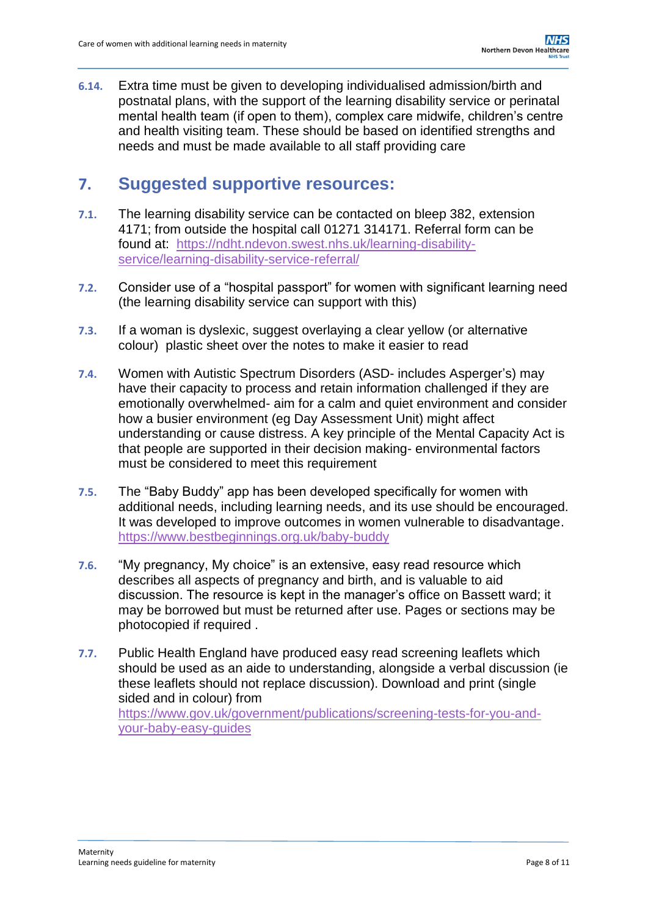**6.14.** Extra time must be given to developing individualised admission/birth and postnatal plans, with the support of the learning disability service or perinatal mental health team (if open to them), complex care midwife, children's centre and health visiting team. These should be based on identified strengths and needs and must be made available to all staff providing care

## 7. Suggested supportive resources:

**7.1.** The learning disability service can be contacted on bleep 382, extension 4171; from outside the hospital call 01271 314171. Referral form can be found at: https://ndht.ndevon.swest.nhs.uk/learning-disability-service/learning-disability-service-referral/

**7.2.** Consider use of a "hospital passport" for women with significant learning need (the learning disability service can support with this)

**7.3.** If a woman is dyslexic, suggest overlaying a clear yellow (or alternative colour) plastic sheet over the notes to make it easier to read

**7.4.** Women with Autistic Spectrum Disorders (ASD- includes Asperger's) may have their capacity to process and retain information challenged if they are emotionally overwhelmed- aim for a calm and quiet environment and consider how a busier environment (eg Day Assessment Unit) might affect understanding or cause distress. A key principle of the Mental Capacity Act is that people are supported in their decision making- environmental factors must be considered to meet this requirement

**7.5.** The "Baby Buddy" app has been developed specifically for women with additional needs, including learning needs, and its use should be encouraged. It was developed to improve outcomes in women vulnerable to disadvantage. https://www.bestbeginnings.org.uk/baby-buddy

**7.6.** "My pregnancy, My choice" is an extensive, easy read resource which describes all aspects of pregnancy and birth, and is valuable to aid discussion. The resource is kept in the manager's office on Bassett ward; it may be borrowed but must be returned after use. Pages or sections may be photocopied if required .

**7.7.** Public Health England have produced easy read screening leaflets which should be used as an aide to understanding, alongside a verbal discussion (ie these leaflets should not replace discussion). Download and print (single sided and in colour) from https://www.gov.uk/government/publications/screening-tests-for-you-and-your-baby-easy-guides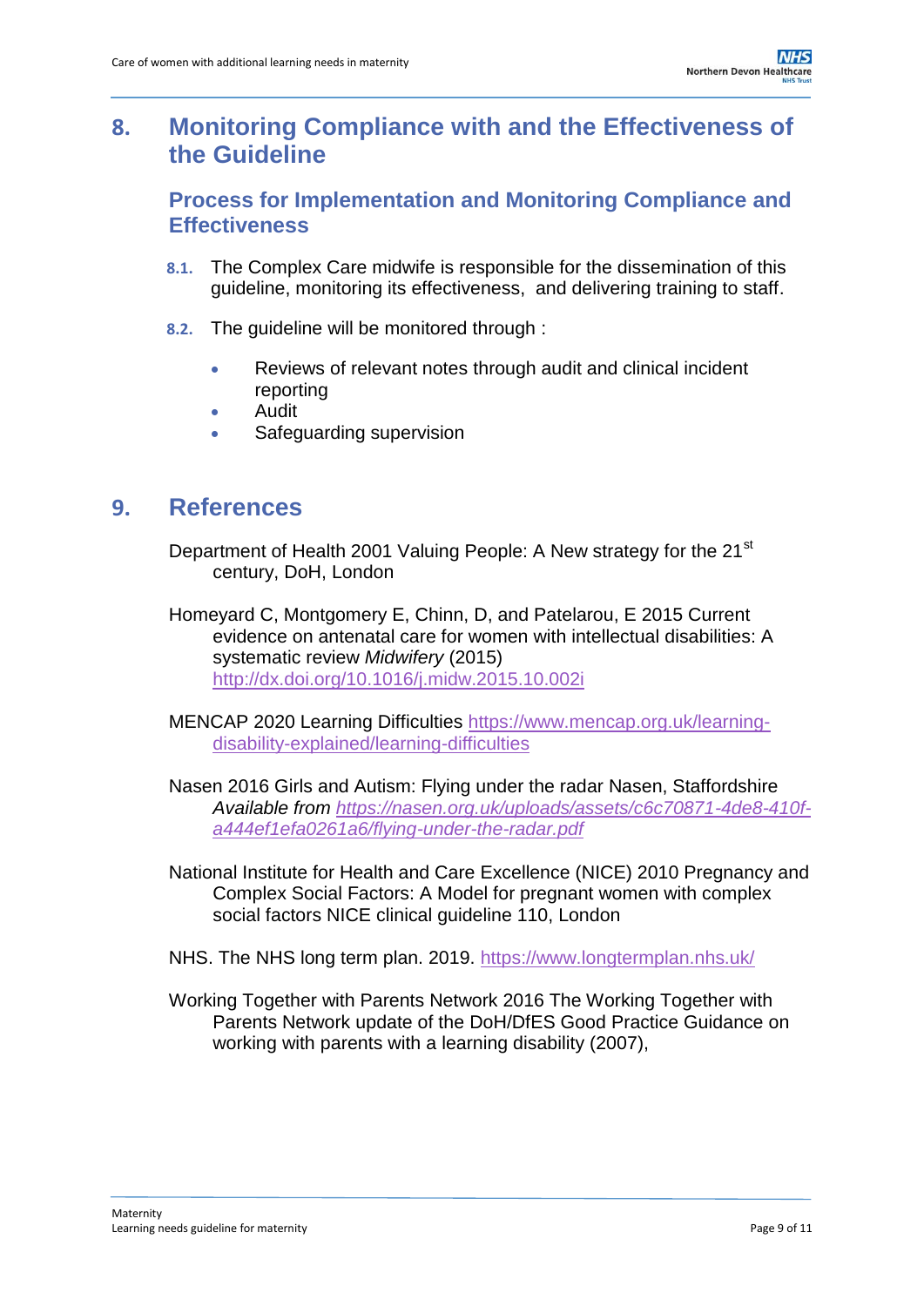## 8. Monitoring Compliance with and the Effectiveness of the Guideline

### Process for Implementation and Monitoring Compliance and Effectiveness

**8.1.** The Complex Care midwife is responsible for the dissemination of this guideline, monitoring its effectiveness, and delivering training to staff.

**8.2.** The guideline will be monitored through :

- Reviews of relevant notes through audit and clinical incident reporting
- Audit
- Safeguarding supervision

## 9. References

Department of Health 2001 Valuing People: A New strategy for the 21st century, DoH, London

Homeyard C, Montgomery E, Chinn, D, and Patelarou, E 2015 Current evidence on antenatal care for women with intellectual disabilities: A systematic review *Midwifery* (2015) http://dx.doi.org/10.1016/j.midw.2015.10.002i

MENCAP 2020 Learning Difficulties https://www.mencap.org.uk/learning-disability-explained/learning-difficulties

Nasen 2016 Girls and Autism: Flying under the radar Nasen, Staffordshire *Available from https://nasen.org.uk/uploads/assets/c6c70871-4de8-410f-a444ef1efa0261a6/flying-under-the-radar.pdf*

National Institute for Health and Care Excellence (NICE) 2010 Pregnancy and Complex Social Factors: A Model for pregnant women with complex social factors NICE clinical guideline 110, London

NHS. The NHS long term plan. 2019. https://www.longtermplan.nhs.uk/

Working Together with Parents Network 2016 The Working Together with Parents Network update of the DoH/DfES Good Practice Guidance on working with parents with a learning disability (2007),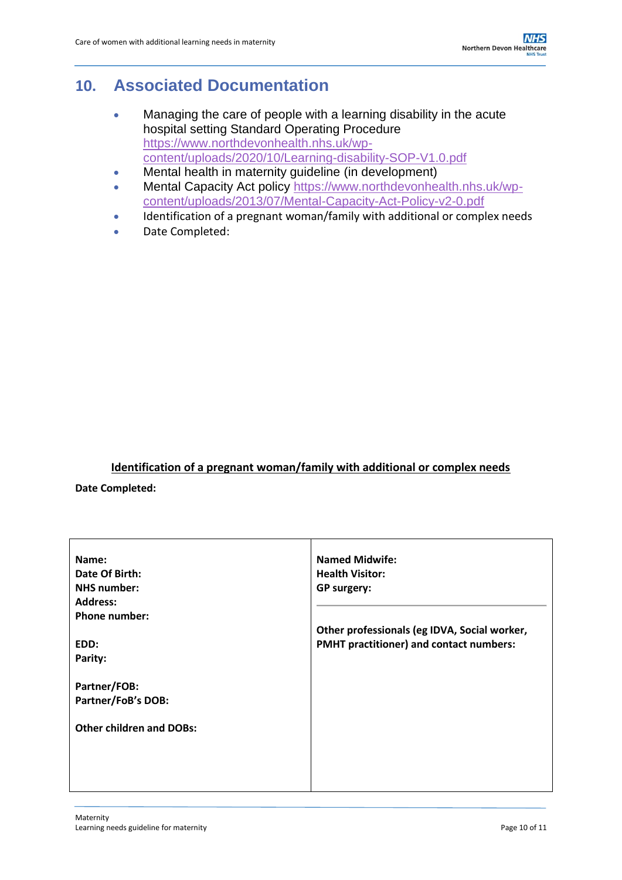## 10. Associated Documentation

- Managing the care of people with a learning disability in the acute hospital setting Standard Operating Procedure https://www.northdevonhealth.nhs.uk/wp-content/uploads/2020/10/Learning-disability-SOP-V1.0.pdf
- Mental health in maternity guideline (in development)
- Mental Capacity Act policy https://www.northdevonhealth.nhs.uk/wp-content/uploads/2013/07/Mental-Capacity-Act-Policy-v2-0.pdf
- Identification of a pregnant woman/family with additional or complex needs
- Date Completed:

**<u>Identification of a pregnant woman/family with additional or complex needs</u>**

**Date Completed:**

| | |
|---|---|
| **Name:**<br>**Date Of Birth:**<br>**NHS number:**<br>**Address:**<br>**Phone number:**<br><br>**EDD:**<br>**Parity:**<br><br>**Partner/FOB:**<br>**Partner/FoB's DOB:**<br><br>**Other children and DOBs:** | **Named Midwife:**<br>**Health Visitor:**<br>**GP surgery:**<br><br>**Other professionals (eg IDVA, Social worker, PMHT practitioner) and contact numbers:** |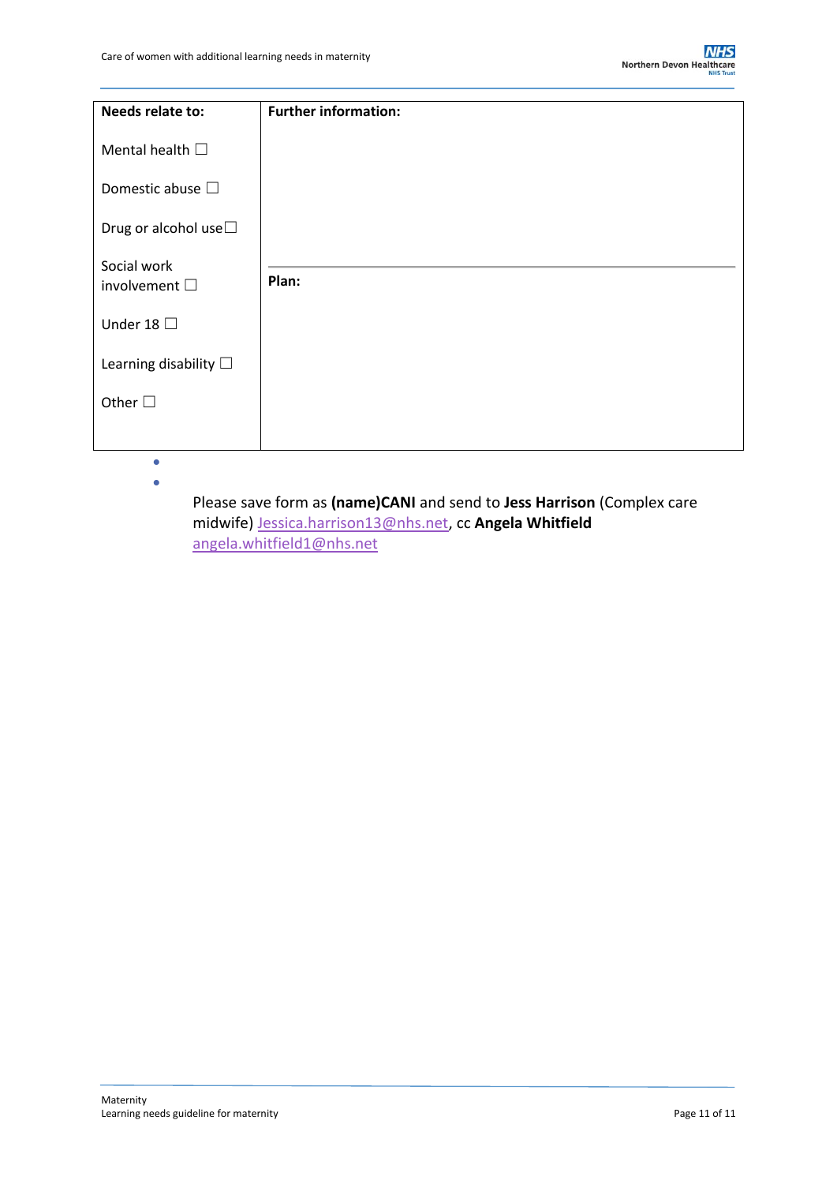| Needs relate to: | Further information: |
| --- | --- |
| Mental health ☐<br><br>Domestic abuse ☐<br><br>Drug or alcohol use☐<br><br>Social work involvement ☐<br><br>Under 18 ☐<br><br>Learning disability ☐<br><br>Other ☐ | <br><br><br><br><br>**Plan:** |

- 
- 

Please save form as **(name)CANI** and send to **Jess Harrison** (Complex care midwife) Jessica.harrison13@nhs.net, cc **Angela Whitfield** angela.whitfield1@nhs.net